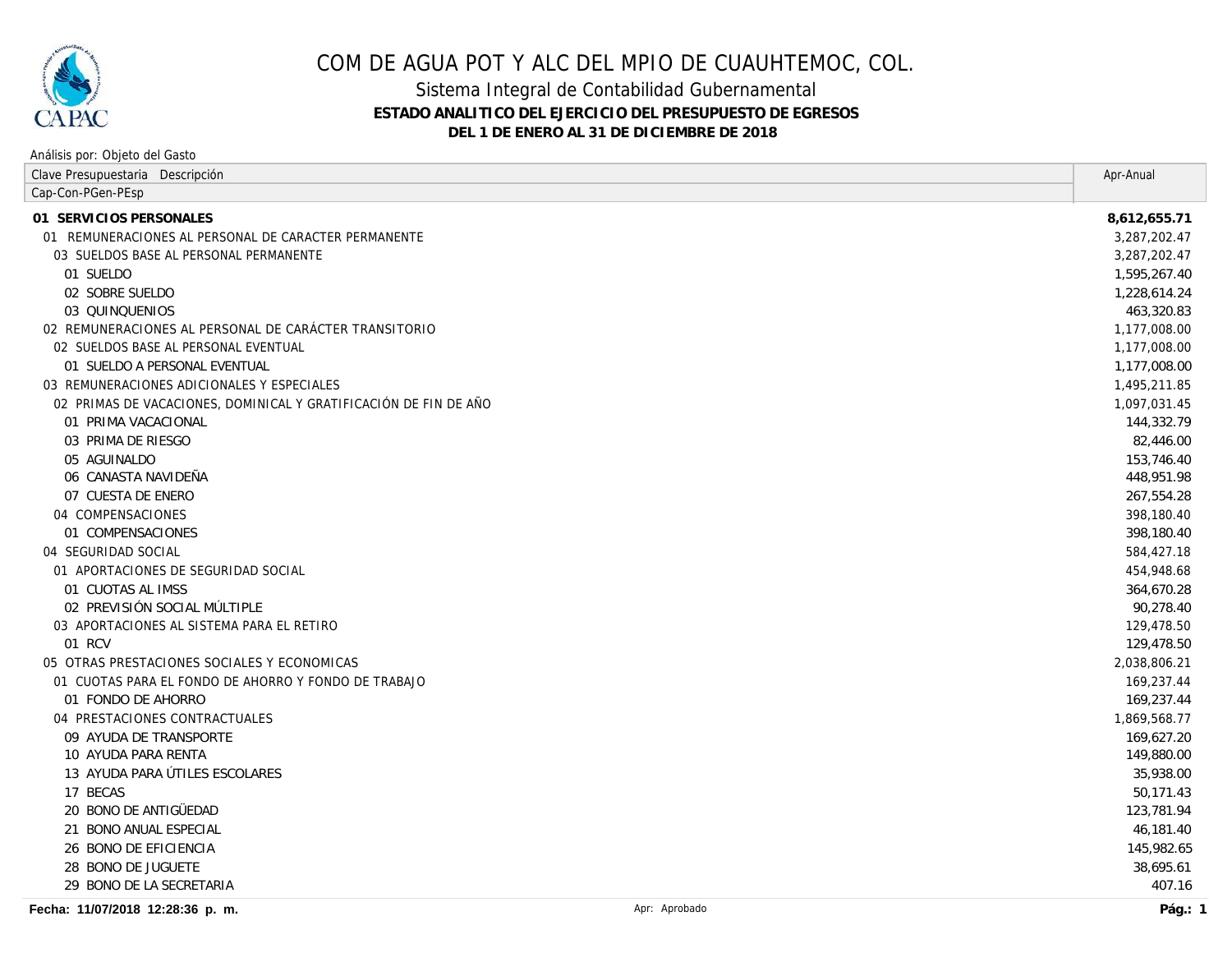# COM DE AGUA POT Y ALC DEL MPIO DE CUAUHTEMOC, COL.

## Sistema Integral de Contabilidad Gubernamental

### ESTADO ANALITICO DEL EJERCICIO DEL PRESUPUESTO DE EGRESOS

### DEL 1 DE ENERO AL 31 DE DICIEMBRE DE 2018

Análisis por: Objeto del Gasto

| Clave Presupuestaria Descripción<br>Cap-Con-PGen-PEsp | Apr-Anual |
|---|---|
| **01 SERVICIOS PERSONALES** | **8,612,655.71** |
| 01 REMUNERACIONES AL PERSONAL DE CARACTER PERMANENTE | 3,287,202.47 |
| 03 SUELDOS BASE AL PERSONAL PERMANENTE | 3,287,202.47 |
| 01 SUELDO | 1,595,267.40 |
| 02 SOBRE SUELDO | 1,228,614.24 |
| 03 QUINQUENIOS | 463,320.83 |
| 02 REMUNERACIONES AL PERSONAL DE CARÁCTER TRANSITORIO | 1,177,008.00 |
| 02 SUELDOS BASE AL PERSONAL EVENTUAL | 1,177,008.00 |
| 01 SUELDO A PERSONAL EVENTUAL | 1,177,008.00 |
| 03 REMUNERACIONES ADICIONALES Y ESPECIALES | 1,495,211.85 |
| 02 PRIMAS DE VACACIONES, DOMINICAL Y GRATIFICACIÓN DE FIN DE AÑO | 1,097,031.45 |
| 01 PRIMA VACACIONAL | 144,332.79 |
| 03 PRIMA DE RIESGO | 82,446.00 |
| 05 AGUINALDO | 153,746.40 |
| 06 CANASTA NAVIDEÑA | 448,951.98 |
| 07 CUESTA DE ENERO | 267,554.28 |
| 04 COMPENSACIONES | 398,180.40 |
| 01 COMPENSACIONES | 398,180.40 |
| 04 SEGURIDAD SOCIAL | 584,427.18 |
| 01 APORTACIONES DE SEGURIDAD SOCIAL | 454,948.68 |
| 01 CUOTAS AL IMSS | 364,670.28 |
| 02 PREVISIÓN SOCIAL MÚLTIPLE | 90,278.40 |
| 03 APORTACIONES AL SISTEMA PARA EL RETIRO | 129,478.50 |
| 01 RCV | 129,478.50 |
| 05 OTRAS PRESTACIONES SOCIALES Y ECONOMICAS | 2,038,806.21 |
| 01 CUOTAS PARA EL FONDO DE AHORRO Y FONDO DE TRABAJO | 169,237.44 |
| 01 FONDO DE AHORRO | 169,237.44 |
| 04 PRESTACIONES CONTRACTUALES | 1,869,568.77 |
| 09 AYUDA DE TRANSPORTE | 169,627.20 |
| 10 AYUDA PARA RENTA | 149,880.00 |
| 13 AYUDA PARA ÚTILES ESCOLARES | 35,938.00 |
| 17 BECAS | 50,171.43 |
| 20 BONO DE ANTIGÜEDAD | 123,781.94 |
| 21 BONO ANUAL ESPECIAL | 46,181.40 |
| 26 BONO DE EFICIENCIA | 145,982.65 |
| 28 BONO DE JUGUETE | 38,695.61 |
| 29 BONO DE LA SECRETARIA | 407.16 |

Fecha: 11/07/2018 12:28:36 p. m. Apr: Aprobado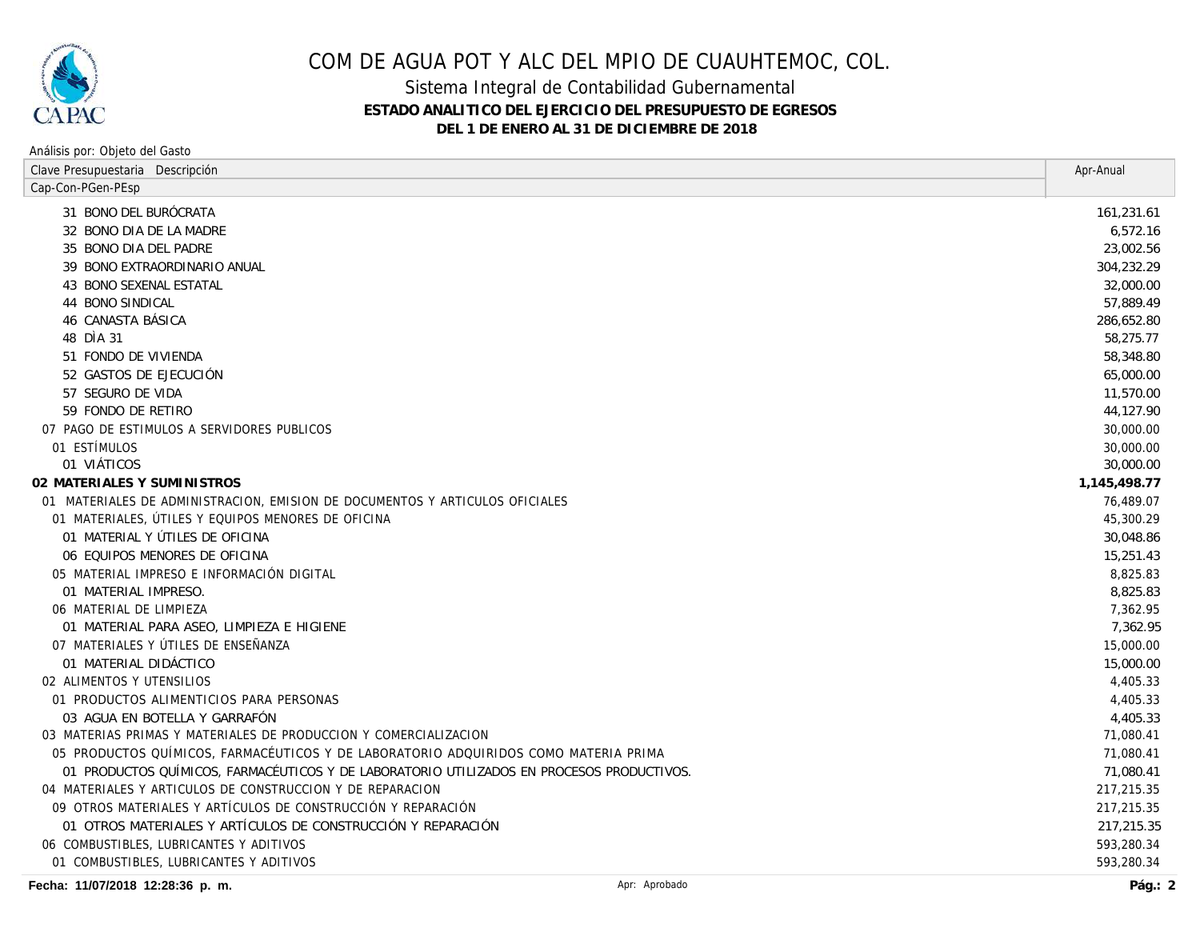# COM DE AGUA POT Y ALC DEL MPIO DE CUAUHTEMOC, COL.

## Sistema Integral de Contabilidad Gubernamental

### ESTADO ANALITICO DEL EJERCICIO DEL PRESUPUESTO DE EGRESOS

### DEL 1 DE ENERO AL 31 DE DICIEMBRE DE 2018

Análisis por: Objeto del Gasto

| Clave Presupuestaria Descripción<br>Cap-Con-PGen-PEsp | Apr-Anual |
|---|---|
| 31 BONO DEL BURÓCRATA | 161,231.61 |
| 32 BONO DIA DE LA MADRE | 6,572.16 |
| 35 BONO DIA DEL PADRE | 23,002.56 |
| 39 BONO EXTRAORDINARIO ANUAL | 304,232.29 |
| 43 BONO SEXENAL ESTATAL | 32,000.00 |
| 44 BONO SINDICAL | 57,889.49 |
| 46 CANASTA BÁSICA | 286,652.80 |
| 48 DÌA 31 | 58,275.77 |
| 51 FONDO DE VIVIENDA | 58,348.80 |
| 52 GASTOS DE EJECUCIÓN | 65,000.00 |
| 57 SEGURO DE VIDA | 11,570.00 |
| 59 FONDO DE RETIRO | 44,127.90 |
| 07 PAGO DE ESTIMULOS A SERVIDORES PUBLICOS | 30,000.00 |
| 01 ESTÍMULOS | 30,000.00 |
| 01 VIÁTICOS | 30,000.00 |
| **02 MATERIALES Y SUMINISTROS** | **1,145,498.77** |
| 01 MATERIALES DE ADMINISTRACION, EMISION DE DOCUMENTOS Y ARTICULOS OFICIALES | 76,489.07 |
| 01 MATERIALES, ÚTILES Y EQUIPOS MENORES DE OFICINA | 45,300.29 |
| 01 MATERIAL Y ÚTILES DE OFICINA | 30,048.86 |
| 06 EQUIPOS MENORES DE OFICINA | 15,251.43 |
| 05 MATERIAL IMPRESO E INFORMACIÓN DIGITAL | 8,825.83 |
| 01 MATERIAL IMPRESO. | 8,825.83 |
| 06 MATERIAL DE LIMPIEZA | 7,362.95 |
| 01 MATERIAL PARA ASEO, LIMPIEZA E HIGIENE | 7,362.95 |
| 07 MATERIALES Y ÚTILES DE ENSEÑANZA | 15,000.00 |
| 01 MATERIAL DIDÁCTICO | 15,000.00 |
| 02 ALIMENTOS Y UTENSILIOS | 4,405.33 |
| 01 PRODUCTOS ALIMENTICIOS PARA PERSONAS | 4,405.33 |
| 03 AGUA EN BOTELLA Y GARRAFÓN | 4,405.33 |
| 03 MATERIAS PRIMAS Y MATERIALES DE PRODUCCION Y COMERCIALIZACION | 71,080.41 |
| 05 PRODUCTOS QUÍMICOS, FARMACÉUTICOS Y DE LABORATORIO ADQUIRIDOS COMO MATERIA PRIMA | 71,080.41 |
| 01 PRODUCTOS QUÍMICOS, FARMACÉUTICOS Y DE LABORATORIO UTILIZADOS EN PROCESOS PRODUCTIVOS. | 71,080.41 |
| 04 MATERIALES Y ARTICULOS DE CONSTRUCCION Y DE REPARACION | 217,215.35 |
| 09 OTROS MATERIALES Y ARTÍCULOS DE CONSTRUCCIÓN Y REPARACIÓN | 217,215.35 |
| 01 OTROS MATERIALES Y ARTÍCULOS DE CONSTRUCCIÓN Y REPARACIÓN | 217,215.35 |
| 06 COMBUSTIBLES, LUBRICANTES Y ADITIVOS | 593,280.34 |
| 01 COMBUSTIBLES, LUBRICANTES Y ADITIVOS | 593,280.34 |

**Fecha: 11/07/2018 12:28:36 p. m.** Apr: Aprobado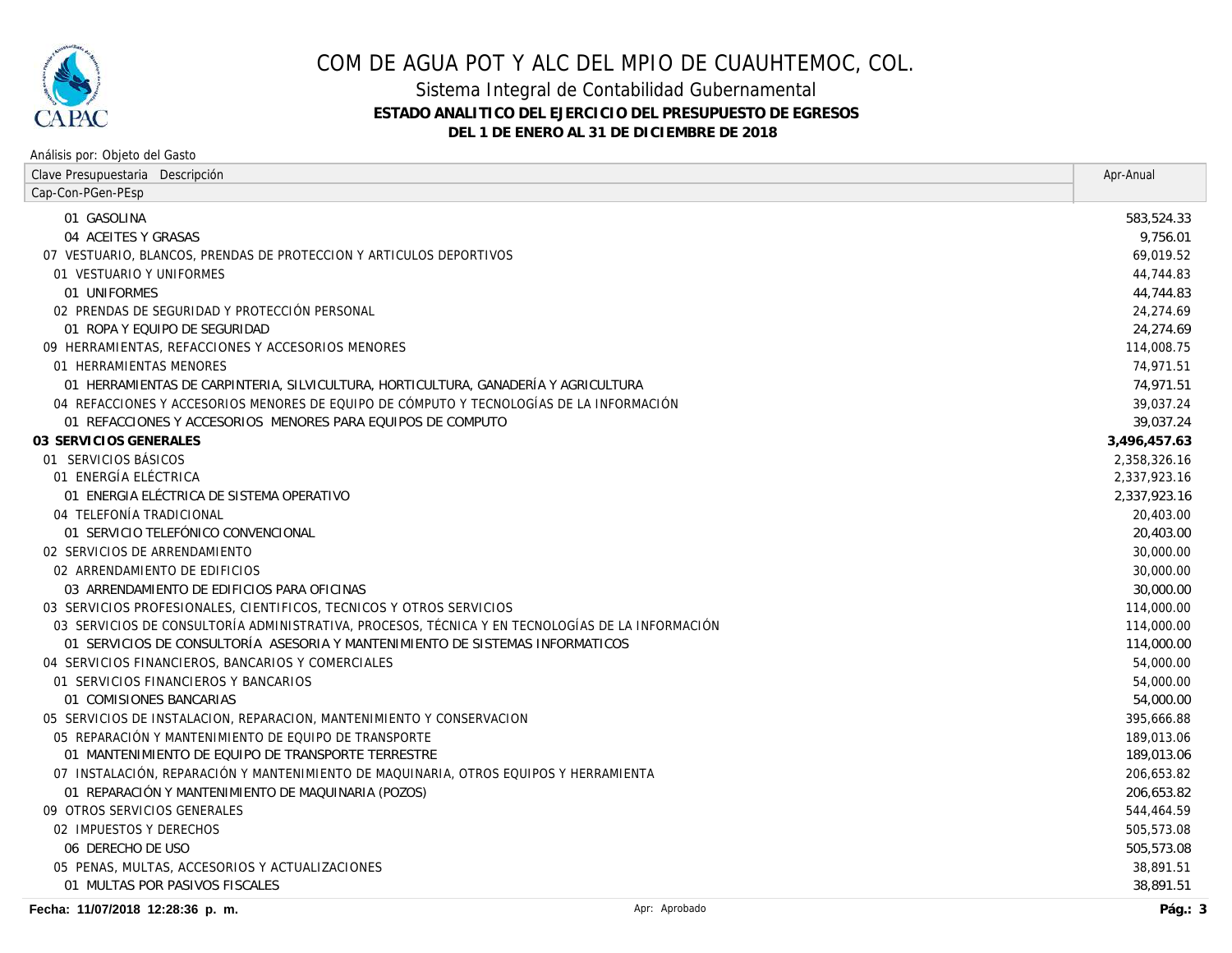# COM DE AGUA POT Y ALC DEL MPIO DE CUAUHTEMOC, COL.

## Sistema Integral de Contabilidad Gubernamental

**ESTADO ANALITICO DEL EJERCICIO DEL PRESUPUESTO DE EGRESOS**

**DEL 1 DE ENERO AL 31 DE DICIEMBRE DE 2018**

Análisis por: Objeto del Gasto

| Clave Presupuestaria Descripción<br>Cap-Con-PGen-PEsp | Apr-Anual |
|---|---|
| 01 GASOLINA | 583,524.33 |
| 04 ACEITES Y GRASAS | 9,756.01 |
| 07 VESTUARIO, BLANCOS, PRENDAS DE PROTECCION Y ARTICULOS DEPORTIVOS | 69,019.52 |
| 01 VESTUARIO Y UNIFORMES | 44,744.83 |
| 01 UNIFORMES | 44,744.83 |
| 02 PRENDAS DE SEGURIDAD Y PROTECCIÓN PERSONAL | 24,274.69 |
| 01 ROPA Y EQUIPO DE SEGURIDAD | 24,274.69 |
| 09 HERRAMIENTAS, REFACCIONES Y ACCESORIOS MENORES | 114,008.75 |
| 01 HERRAMIENTAS MENORES | 74,971.51 |
| 01 HERRAMIENTAS DE CARPINTERIA, SILVICULTURA, HORTICULTURA, GANADERÍA Y AGRICULTURA | 74,971.51 |
| 04 REFACCIONES Y ACCESORIOS MENORES DE EQUIPO DE CÓMPUTO Y TECNOLOGÍAS DE LA INFORMACIÓN | 39,037.24 |
| 01 REFACCIONES Y ACCESORIOS MENORES PARA EQUIPOS DE COMPUTO | 39,037.24 |
| **03 SERVICIOS GENERALES** | **3,496,457.63** |
| 01 SERVICIOS BÁSICOS | 2,358,326.16 |
| 01 ENERGÍA ELÉCTRICA | 2,337,923.16 |
| 01 ENERGIA ELÉCTRICA DE SISTEMA OPERATIVO | 2,337,923.16 |
| 04 TELEFONÍA TRADICIONAL | 20,403.00 |
| 01 SERVICIO TELEFÓNICO CONVENCIONAL | 20,403.00 |
| 02 SERVICIOS DE ARRENDAMIENTO | 30,000.00 |
| 02 ARRENDAMIENTO DE EDIFICIOS | 30,000.00 |
| 03 ARRENDAMIENTO DE EDIFICIOS PARA OFICINAS | 30,000.00 |
| 03 SERVICIOS PROFESIONALES, CIENTIFICOS, TECNICOS Y OTROS SERVICIOS | 114,000.00 |
| 03 SERVICIOS DE CONSULTORÍA ADMINISTRATIVA, PROCESOS, TÉCNICA Y EN TECNOLOGÍAS DE LA INFORMACIÓN | 114,000.00 |
| 01 SERVICIOS DE CONSULTORÍA ASESORIA Y MANTENIMIENTO DE SISTEMAS INFORMATICOS | 114,000.00 |
| 04 SERVICIOS FINANCIEROS, BANCARIOS Y COMERCIALES | 54,000.00 |
| 01 SERVICIOS FINANCIEROS Y BANCARIOS | 54,000.00 |
| 01 COMISIONES BANCARIAS | 54,000.00 |
| 05 SERVICIOS DE INSTALACION, REPARACION, MANTENIMIENTO Y CONSERVACION | 395,666.88 |
| 05 REPARACIÓN Y MANTENIMIENTO DE EQUIPO DE TRANSPORTE | 189,013.06 |
| 01 MANTENIMIENTO DE EQUIPO DE TRANSPORTE TERRESTRE | 189,013.06 |
| 07 INSTALACIÓN, REPARACIÓN Y MANTENIMIENTO DE MAQUINARIA, OTROS EQUIPOS Y HERRAMIENTA | 206,653.82 |
| 01 REPARACIÓN Y MANTENIMIENTO DE MAQUINARIA (POZOS) | 206,653.82 |
| 09 OTROS SERVICIOS GENERALES | 544,464.59 |
| 02 IMPUESTOS Y DERECHOS | 505,573.08 |
| 06 DERECHO DE USO | 505,573.08 |
| 05 PENAS, MULTAS, ACCESORIOS Y ACTUALIZACIONES | 38,891.51 |
| 01 MULTAS POR PASIVOS FISCALES | 38,891.51 |

**Fecha: 11/07/2018 12:28:36 p. m.** Apr: Aprobado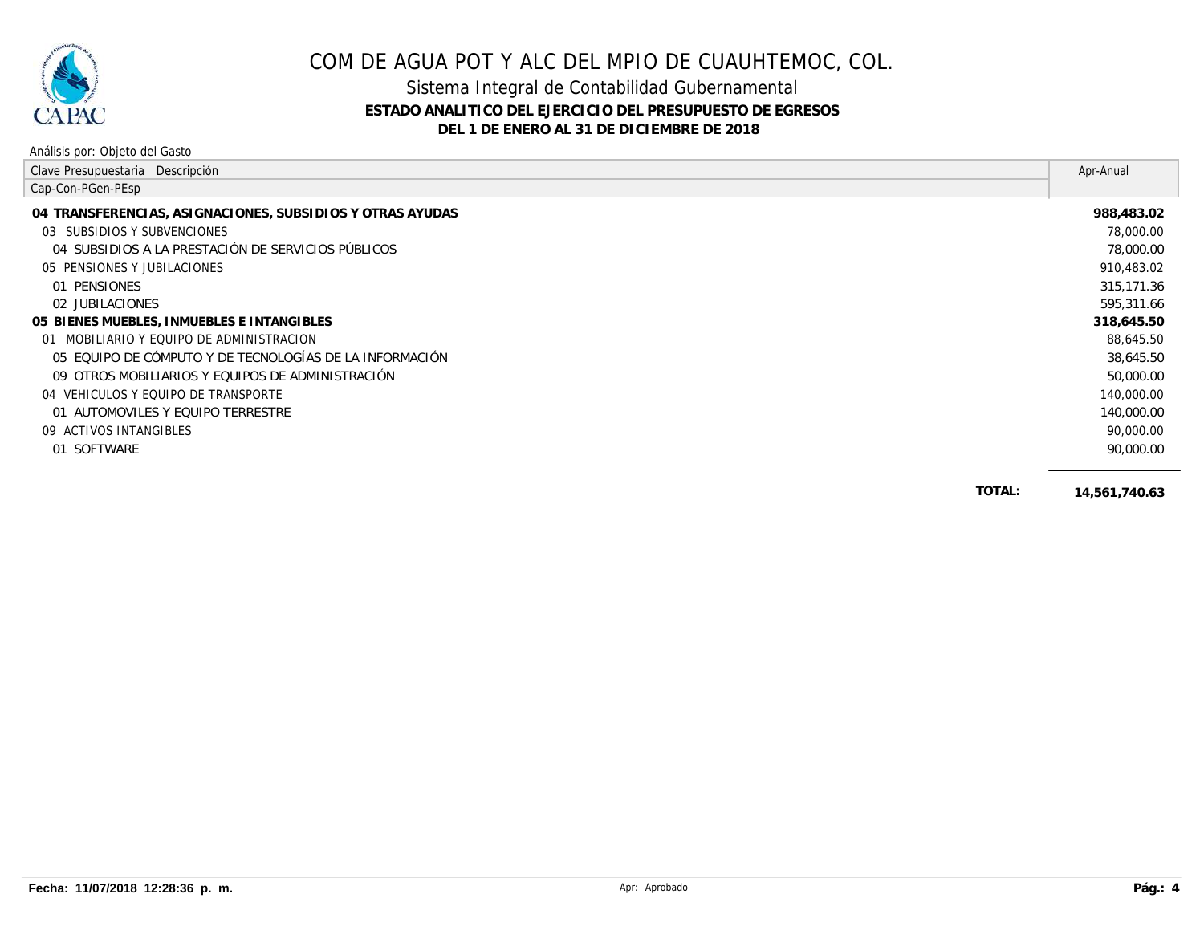# COM DE AGUA POT Y ALC DEL MPIO DE CUAUHTEMOC, COL.

## Sistema Integral de Contabilidad Gubernamental

**ESTADO ANALITICO DEL EJERCICIO DEL PRESUPUESTO DE EGRESOS**

**DEL 1 DE ENERO AL 31 DE DICIEMBRE DE 2018**

Análisis por: Objeto del Gasto

| Clave Presupuestaria Descripción<br>Cap-Con-PGen-PEsp | Apr-Anual |
|---|---|
| **04 TRANSFERENCIAS, ASIGNACIONES, SUBSIDIOS Y OTRAS AYUDAS** | **988,483.02** |
| 03 SUBSIDIOS Y SUBVENCIONES | 78,000.00 |
| 04 SUBSIDIOS A LA PRESTACIÓN DE SERVICIOS PÚBLICOS | 78,000.00 |
| 05 PENSIONES Y JUBILACIONES | 910,483.02 |
| 01 PENSIONES | 315,171.36 |
| 02 JUBILACIONES | 595,311.66 |
| **05 BIENES MUEBLES, INMUEBLES E INTANGIBLES** | **318,645.50** |
| 01 MOBILIARIO Y EQUIPO DE ADMINISTRACION | 88,645.50 |
| 05 EQUIPO DE CÓMPUTO Y DE TECNOLOGÍAS DE LA INFORMACIÓN | 38,645.50 |
| 09 OTROS MOBILIARIOS Y EQUIPOS DE ADMINISTRACIÓN | 50,000.00 |
| 04 VEHICULOS Y EQUIPO DE TRANSPORTE | 140,000.00 |
| 01 AUTOMOVILES Y EQUIPO TERRESTRE | 140,000.00 |
| 09 ACTIVOS INTANGIBLES | 90,000.00 |
| 01 SOFTWARE | 90,000.00 |
| **TOTAL:** | **14,561,740.63** |

Fecha: 11/07/2018 12:28:36 p. m.

Apr: Aprobado